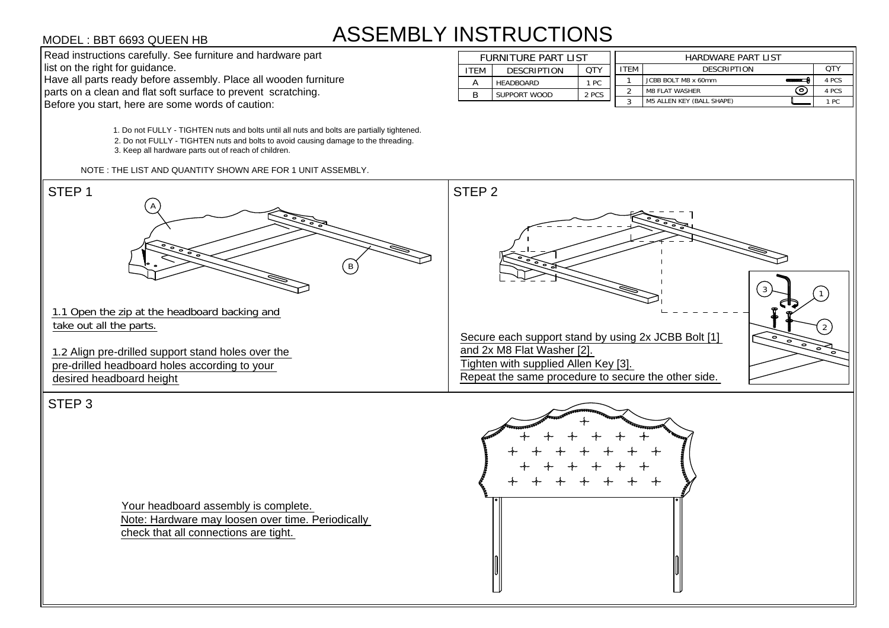MODEL : BBT 6693 QUEEN HB

# ASSEMBLY INSTRUCTIONS

Read instructions carefully. See furniture and hardware part list on the right for guidance.
Have all parts ready before assembly. Place all wooden furniture parts on a clean and flat soft surface to prevent scratching.
Before you start, here are some words of caution:

1. Do not FULLY - TIGHTEN nuts and bolts until all nuts and bolts are partially tightened.
2. Do not FULLY - TIGHTEN nuts and bolts to avoid causing damage to the threading.
3. Keep all hardware parts out of reach of children.

NOTE : THE LIST AND QUANTITY SHOWN ARE FOR 1 UNIT ASSEMBLY.

| FURNITURE PART LIST | | |
|---|---|---|
| ITEM | DESCRIPTION | QTY |
| A | HEADBOARD | 1 PC |
| B | SUPPORT WOOD | 2 PCS |

| HARDWARE PART LIST | | |
|---|---|---|
| ITEM | DESCRIPTION | QTY |
| 1 | JCBB BOLT M8 x 60mm | 4 PCS |
| 2 | M8 FLAT WASHER | 4 PCS |
| 3 | M5 ALLEN KEY (BALL SHAPE) | 1 PC |

## STEP 1

1.1 Open the zip at the headboard backing and take out all the parts.

1.2 Align pre-drilled support stand holes over the pre-drilled headboard holes according to your desired headboard height

## STEP 2

Secure each support stand by using 2x JCBB Bolt [1] and 2x M8 Flat Washer [2].
Tighten with supplied Allen Key [3].
Repeat the same procedure to secure the other side.

## STEP 3

Your headboard assembly is complete.
Note: Hardware may loosen over time. Periodically check that all connections are tight.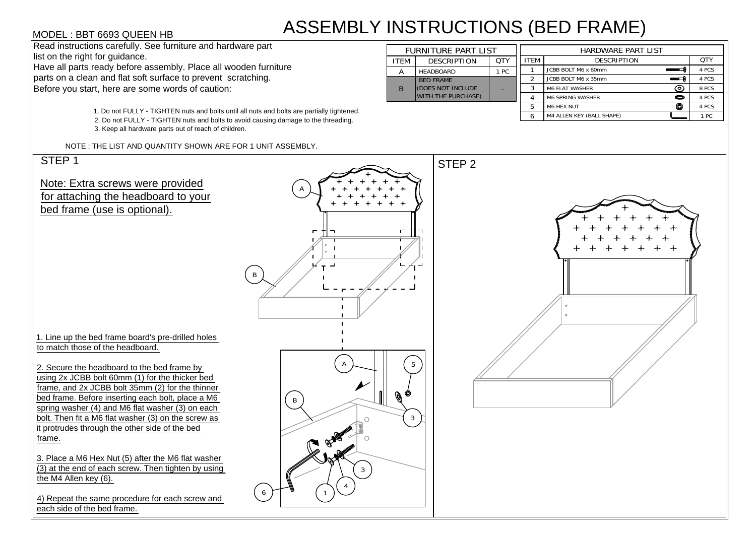MODEL : BBT 6693 QUEEN HB

# ASSEMBLY INSTRUCTIONS (BED FRAME)

Read instructions carefully. See furniture and hardware part list on the right for guidance.
Have all parts ready before assembly. Place all wooden furniture parts on a clean and flat soft surface to prevent scratching.
Before you start, here are some words of caution:

1. Do not FULLY - TIGHTEN nuts and bolts until all nuts and bolts are partially tightened.
2. Do not FULLY - TIGHTEN nuts and bolts to avoid causing damage to the threading.
3. Keep all hardware parts out of reach of children.

NOTE : THE LIST AND QUANTITY SHOWN ARE FOR 1 UNIT ASSEMBLY.

**FURNITURE PART LIST**

| ITEM | DESCRIPTION | QTY |
|---|---|---|
| A | HEADBOARD | 1 PC |
| B | BED FRAME (DOES NOT INCLUDE WITH THE PURCHASE) | - |

**HARDWARE PART LIST**

| ITEM | DESCRIPTION | QTY |
|---|---|---|
| 1 | JCBB BOLT M6 x 60mm | 4 PCS |
| 2 | JCBB BOLT M6 x 35mm | 4 PCS |
| 3 | M6 FLAT WASHER | 8 PCS |
| 4 | M6 SPRING WASHER | 4 PCS |
| 5 | M6 HEX NUT | 4 PCS |
| 6 | M4 ALLEN KEY (BALL SHAPE) | 1 PC |

## STEP 1

Note: Extra screws were provided for attaching the headboard to your bed frame (use is optional).

A
B

1. Line up the bed frame board's pre-drilled holes to match those of the headboard.

2. Secure the headboard to the bed frame by using 2x JCBB bolt 60mm (1) for the thicker bed frame, and 2x JCBB bolt 35mm (2) for the thinner bed frame. Before inserting each bolt, place a M6 spring washer (4) and M6 flat washer (3) on each bolt. Then fit a M6 flat washer (3) on the screw as it protrudes through the other side of the bed frame.

3. Place a M6 Hex Nut (5) after the M6 flat washer (3) at the end of each screw. Then tighten by using the M4 Allen key (6).

4) Repeat the same procedure for each screw and each side of the bed frame.

A
5
B
3
3
4
6
1

## STEP 2